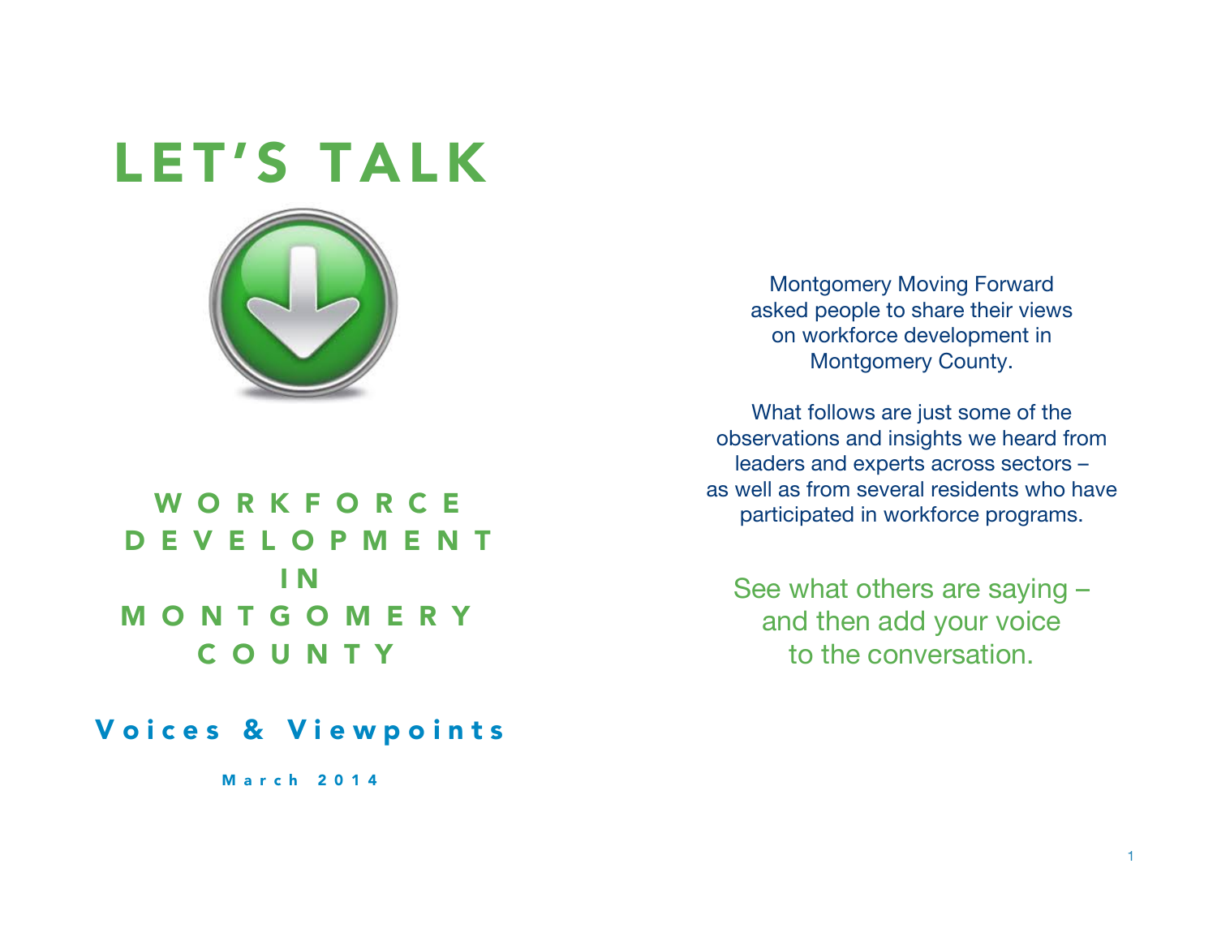# LET'S TALK

## WORKFORCE DEVELOPMENT IN MONTGOMERY COUNTY

### Voices & Viewpoints

March 2014

Montgomery Moving Forward asked people to share their views on workforce development in Montgomery County.

What follows are just some of the observations and insights we heard from leaders and experts across sectors – as well as from several residents who have participated in workforce programs.

See what others are saying – and then add your voice to the conversation.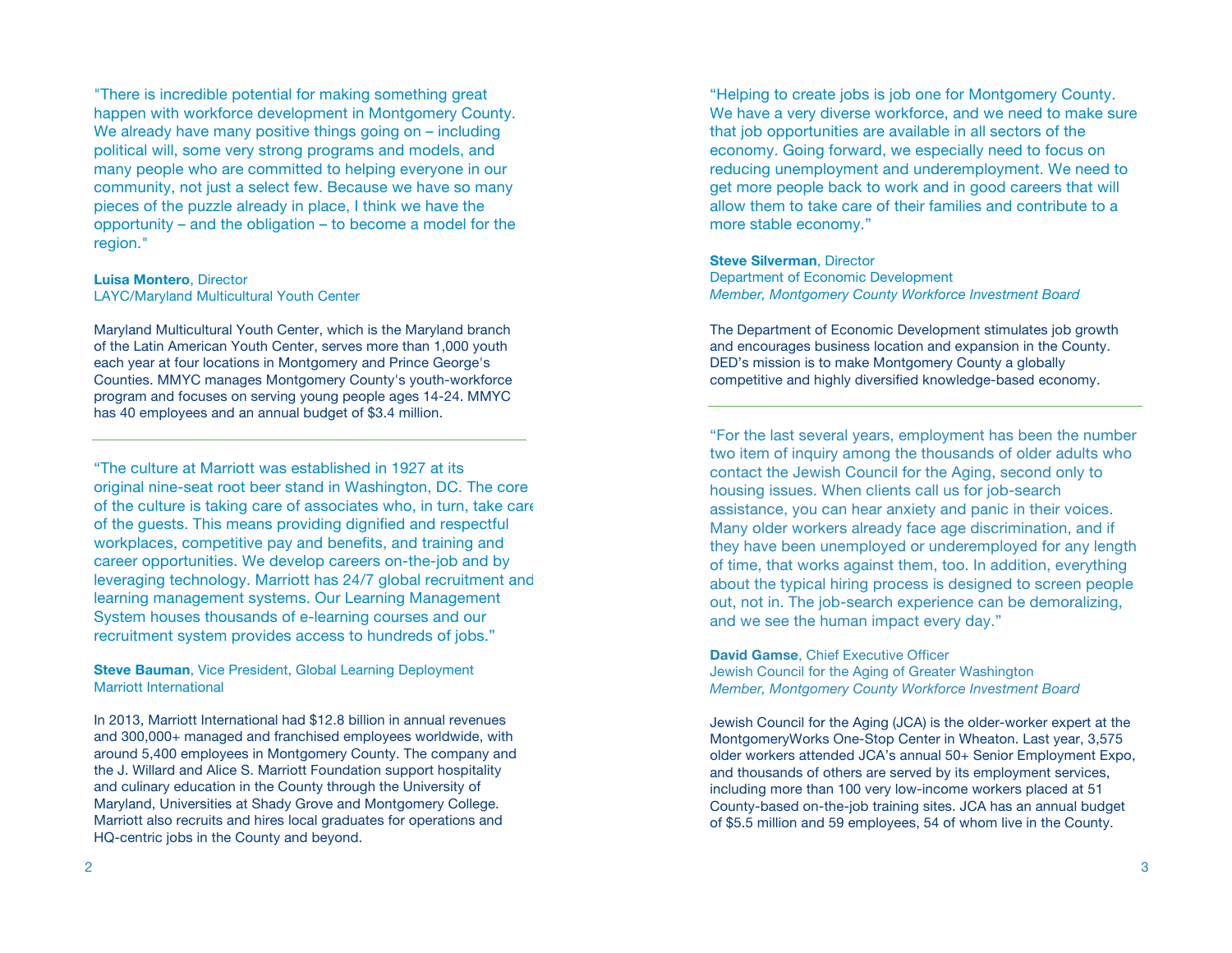"There is incredible potential for making something great happen with workforce development in Montgomery County. We already have many positive things going on – including political will, some very strong programs and models, and many people who are committed to helping everyone in our community, not just a select few. Because we have so many pieces of the puzzle already in place, I think we have the opportunity – and the obligation – to become a model for the region."

**Luisa Montero**, Director
LAYC/Maryland Multicultural Youth Center

Maryland Multicultural Youth Center, which is the Maryland branch of the Latin American Youth Center, serves more than 1,000 youth each year at four locations in Montgomery and Prince George's Counties. MMYC manages Montgomery County's youth-workforce program and focuses on serving young people ages 14-24. MMYC has 40 employees and an annual budget of $3.4 million.

---

"The culture at Marriott was established in 1927 at its original nine-seat root beer stand in Washington, DC. The core of the culture is taking care of associates who, in turn, take care of the guests. This means providing dignified and respectful workplaces, competitive pay and benefits, and training and career opportunities. We develop careers on-the-job and by leveraging technology. Marriott has 24/7 global recruitment and learning management systems. Our Learning Management System houses thousands of e-learning courses and our recruitment system provides access to hundreds of jobs."

**Steve Bauman**, Vice President, Global Learning Deployment
Marriott International

In 2013, Marriott International had $12.8 billion in annual revenues and 300,000+ managed and franchised employees worldwide, with around 5,400 employees in Montgomery County. The company and the J. Willard and Alice S. Marriott Foundation support hospitality and culinary education in the County through the University of Maryland, Universities at Shady Grove and Montgomery College. Marriott also recruits and hires local graduates for operations and HQ-centric jobs in the County and beyond.

---

"Helping to create jobs is job one for Montgomery County. We have a very diverse workforce, and we need to make sure that job opportunities are available in all sectors of the economy. Going forward, we especially need to focus on reducing unemployment and underemployment. We need to get more people back to work and in good careers that will allow them to take care of their families and contribute to a more stable economy."

**Steve Silverman**, Director
Department of Economic Development
*Member, Montgomery County Workforce Investment Board*

The Department of Economic Development stimulates job growth and encourages business location and expansion in the County. DED's mission is to make Montgomery County a globally competitive and highly diversified knowledge-based economy.

---

"For the last several years, employment has been the number two item of inquiry among the thousands of older adults who contact the Jewish Council for the Aging, second only to housing issues. When clients call us for job-search assistance, you can hear anxiety and panic in their voices. Many older workers already face age discrimination, and if they have been unemployed or underemployed for any length of time, that works against them, too. In addition, everything about the typical hiring process is designed to screen people out, not in. The job-search experience can be demoralizing, and we see the human impact every day."

**David Gamse**, Chief Executive Officer
Jewish Council for the Aging of Greater Washington
*Member, Montgomery County Workforce Investment Board*

Jewish Council for the Aging (JCA) is the older-worker expert at the MontgomeryWorks One-Stop Center in Wheaton. Last year, 3,575 older workers attended JCA's annual 50+ Senior Employment Expo, and thousands of others are served by its employment services, including more than 100 very low-income workers placed at 51 County-based on-the-job training sites. JCA has an annual budget of $5.5 million and 59 employees, 54 of whom live in the County.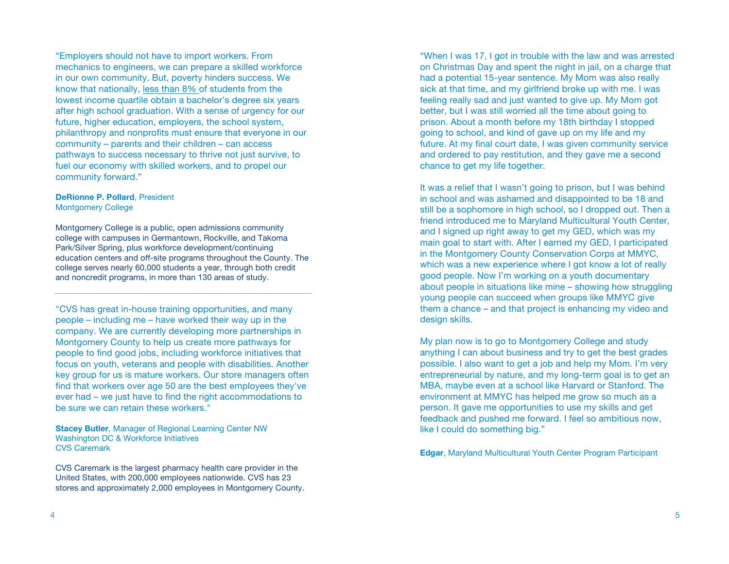"Employers should not have to import workers. From mechanics to engineers, we can prepare a skilled workforce in our own community. But, poverty hinders success. We know that nationally, less than 8% of students from the lowest income quartile obtain a bachelor's degree six years after high school graduation. With a sense of urgency for our future, higher education, employers, the school system, philanthropy and nonprofits must ensure that everyone in our community – parents and their children – can access pathways to success necessary to thrive not just survive, to fuel our economy with skilled workers, and to propel our community forward."

**DeRionne P. Pollard**, President
Montgomery College

Montgomery College is a public, open admissions community college with campuses in Germantown, Rockville, and Takoma Park/Silver Spring, plus workforce development/continuing education centers and off-site programs throughout the County. The college serves nearly 60,000 students a year, through both credit and noncredit programs, in more than 130 areas of study.

---

"CVS has great in-house training opportunities, and many people – including me – have worked their way up in the company. We are currently developing more partnerships in Montgomery County to help us create more pathways for people to find good jobs, including workforce initiatives that focus on youth, veterans and people with disabilities. Another key group for us is mature workers. Our store managers often find that workers over age 50 are the best employees they've ever had – we just have to find the right accommodations to be sure we can retain these workers."

**Stacey Butler**, Manager of Regional Learning Center NW
Washington DC & Workforce Initiatives
CVS Caremark

CVS Caremark is the largest pharmacy health care provider in the United States, with 200,000 employees nationwide. CVS has 23 stores and approximately 2,000 employees in Montgomery County.

"When I was 17, I got in trouble with the law and was arrested on Christmas Day and spent the night in jail, on a charge that had a potential 15-year sentence. My Mom was also really sick at that time, and my girlfriend broke up with me. I was feeling really sad and just wanted to give up. My Mom got better, but I was still worried all the time about going to prison. About a month before my 18th birthday I stopped going to school, and kind of gave up on my life and my future. At my final court date, I was given community service and ordered to pay restitution, and they gave me a second chance to get my life together.

It was a relief that I wasn't going to prison, but I was behind in school and was ashamed and disappointed to be 18 and still be a sophomore in high school, so I dropped out. Then a friend introduced me to Maryland Multicultural Youth Center, and I signed up right away to get my GED, which was my main goal to start with. After I earned my GED, I participated in the Montgomery County Conservation Corps at MMYC, which was a new experience where I got know a lot of really good people. Now I'm working on a youth documentary about people in situations like mine – showing how struggling young people can succeed when groups like MMYC give them a chance – and that project is enhancing my video and design skills.

My plan now is to go to Montgomery College and study anything I can about business and try to get the best grades possible. I also want to get a job and help my Mom. I'm very entrepreneurial by nature, and my long-term goal is to get an MBA, maybe even at a school like Harvard or Stanford. The environment at MMYC has helped me grow so much as a person. It gave me opportunities to use my skills and get feedback and pushed me forward. I feel so ambitious now, like I could do something big."

**Edgar**, Maryland Multicultural Youth Center Program Participant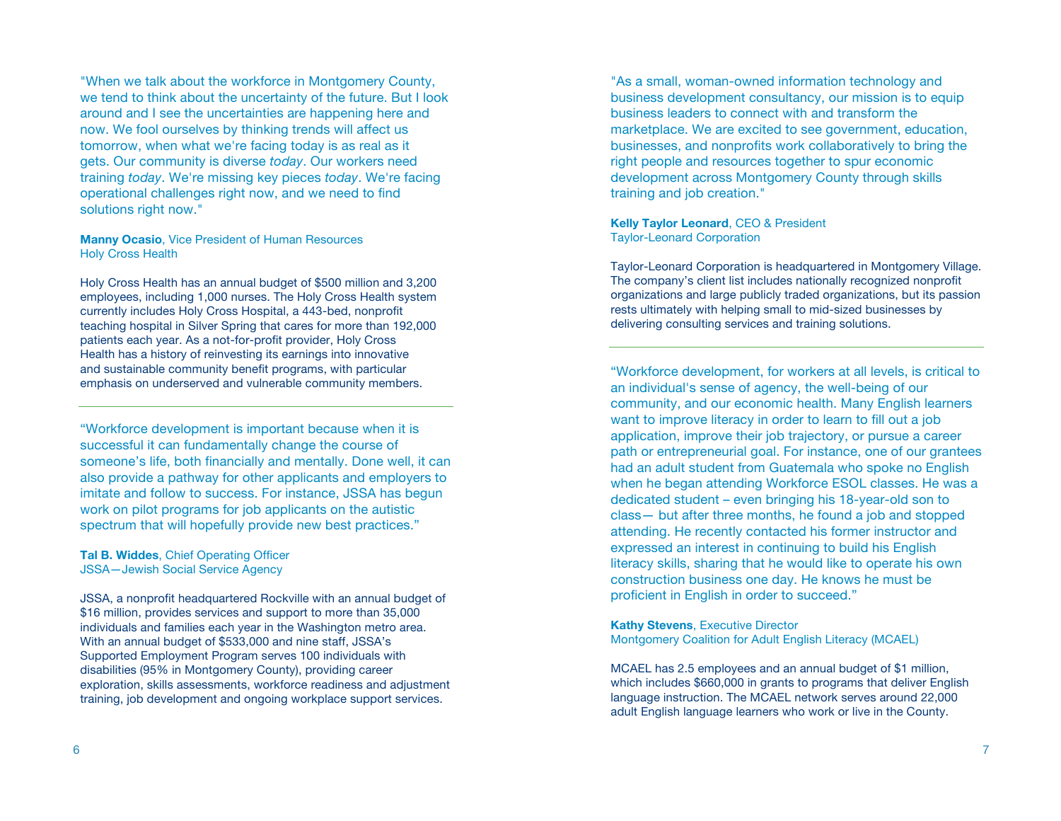"When we talk about the workforce in Montgomery County, we tend to think about the uncertainty of the future. But I look around and I see the uncertainties are happening here and now. We fool ourselves by thinking trends will affect us tomorrow, when what we're facing today is as real as it gets. Our community is diverse *today*. Our workers need training *today*. We're missing key pieces *today*. We're facing operational challenges right now, and we need to find solutions right now."

**Manny Ocasio**, Vice President of Human Resources
Holy Cross Health

Holy Cross Health has an annual budget of $500 million and 3,200 employees, including 1,000 nurses. The Holy Cross Health system currently includes Holy Cross Hospital, a 443-bed, nonprofit teaching hospital in Silver Spring that cares for more than 192,000 patients each year. As a not-for-profit provider, Holy Cross Health has a history of reinvesting its earnings into innovative and sustainable community benefit programs, with particular emphasis on underserved and vulnerable community members.

---

"Workforce development is important because when it is successful it can fundamentally change the course of someone's life, both financially and mentally. Done well, it can also provide a pathway for other applicants and employers to imitate and follow to success. For instance, JSSA has begun work on pilot programs for job applicants on the autistic spectrum that will hopefully provide new best practices."

**Tal B. Widdes**, Chief Operating Officer
JSSA—Jewish Social Service Agency

JSSA, a nonprofit headquartered Rockville with an annual budget of $16 million, provides services and support to more than 35,000 individuals and families each year in the Washington metro area. With an annual budget of $533,000 and nine staff, JSSA's Supported Employment Program serves 100 individuals with disabilities (95% in Montgomery County), providing career exploration, skills assessments, workforce readiness and adjustment training, job development and ongoing workplace support services.

"As a small, woman-owned information technology and business development consultancy, our mission is to equip business leaders to connect with and transform the marketplace. We are excited to see government, education, businesses, and nonprofits work collaboratively to bring the right people and resources together to spur economic development across Montgomery County through skills training and job creation."

**Kelly Taylor Leonard**, CEO & President
Taylor-Leonard Corporation

Taylor-Leonard Corporation is headquartered in Montgomery Village. The company's client list includes nationally recognized nonprofit organizations and large publicly traded organizations, but its passion rests ultimately with helping small to mid-sized businesses by delivering consulting services and training solutions.

---

"Workforce development, for workers at all levels, is critical to an individual's sense of agency, the well-being of our community, and our economic health. Many English learners want to improve literacy in order to learn to fill out a job application, improve their job trajectory, or pursue a career path or entrepreneurial goal. For instance, one of our grantees had an adult student from Guatemala who spoke no English when he began attending Workforce ESOL classes. He was a dedicated student – even bringing his 18-year-old son to class— but after three months, he found a job and stopped attending. He recently contacted his former instructor and expressed an interest in continuing to build his English literacy skills, sharing that he would like to operate his own construction business one day. He knows he must be proficient in English in order to succeed."

**Kathy Stevens**, Executive Director
Montgomery Coalition for Adult English Literacy (MCAEL)

MCAEL has 2.5 employees and an annual budget of $1 million, which includes $660,000 in grants to programs that deliver English language instruction. The MCAEL network serves around 22,000 adult English language learners who work or live in the County.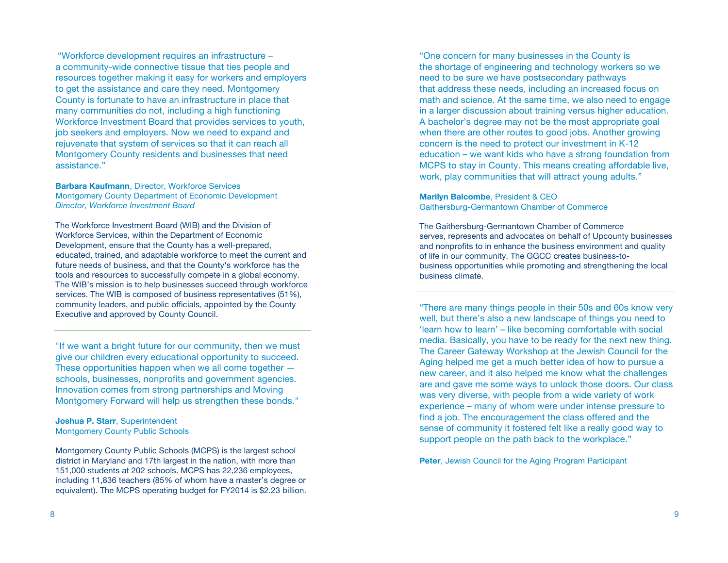"Workforce development requires an infrastructure – a community-wide connective tissue that ties people and resources together making it easy for workers and employers to get the assistance and care they need. Montgomery County is fortunate to have an infrastructure in place that many communities do not, including a high functioning Workforce Investment Board that provides services to youth, job seekers and employers. Now we need to expand and rejuvenate that system of services so that it can reach all Montgomery County residents and businesses that need assistance."

**Barbara Kaufmann**, Director, Workforce Services
Montgomery County Department of Economic Development
*Director, Workforce Investment Board*

The Workforce Investment Board (WIB) and the Division of Workforce Services, within the Department of Economic Development, ensure that the County has a well-prepared, educated, trained, and adaptable workforce to meet the current and future needs of business, and that the County's workforce has the tools and resources to successfully compete in a global economy. The WIB's mission is to help businesses succeed through workforce services. The WIB is composed of business representatives (51%), community leaders, and public officials, appointed by the County Executive and approved by County Council.

---

"If we want a bright future for our community, then we must give our children every educational opportunity to succeed. These opportunities happen when we all come together — schools, businesses, nonprofits and government agencies. Innovation comes from strong partnerships and Moving Montgomery Forward will help us strengthen these bonds."

**Joshua P. Starr**, Superintendent
Montgomery County Public Schools

Montgomery County Public Schools (MCPS) is the largest school district in Maryland and 17th largest in the nation, with more than 151,000 students at 202 schools. MCPS has 22,236 employees, including 11,836 teachers (85% of whom have a master's degree or equivalent). The MCPS operating budget for FY2014 is $2.23 billion.

"One concern for many businesses in the County is the shortage of engineering and technology workers so we need to be sure we have postsecondary pathways that address these needs, including an increased focus on math and science. At the same time, we also need to engage in a larger discussion about training versus higher education. A bachelor's degree may not be the most appropriate goal when there are other routes to good jobs. Another growing concern is the need to protect our investment in K-12 education – we want kids who have a strong foundation from MCPS to stay in County. This means creating affordable live, work, play communities that will attract young adults."

**Marilyn Balcombe**, President & CEO
Gaithersburg-Germantown Chamber of Commerce

The Gaithersburg-Germantown Chamber of Commerce serves, represents and advocates on behalf of Upcounty businesses and nonprofits to in enhance the business environment and quality of life in our community. The GGCC creates business-to-business opportunities while promoting and strengthening the local business climate.

---

"There are many things people in their 50s and 60s know very well, but there's also a new landscape of things you need to 'learn how to learn' – like becoming comfortable with social media. Basically, you have to be ready for the next new thing. The Career Gateway Workshop at the Jewish Council for the Aging helped me get a much better idea of how to pursue a new career, and it also helped me know what the challenges are and gave me some ways to unlock those doors. Our class was very diverse, with people from a wide variety of work experience – many of whom were under intense pressure to find a job. The encouragement the class offered and the sense of community it fostered felt like a really good way to support people on the path back to the workplace."

**Peter**, Jewish Council for the Aging Program Participant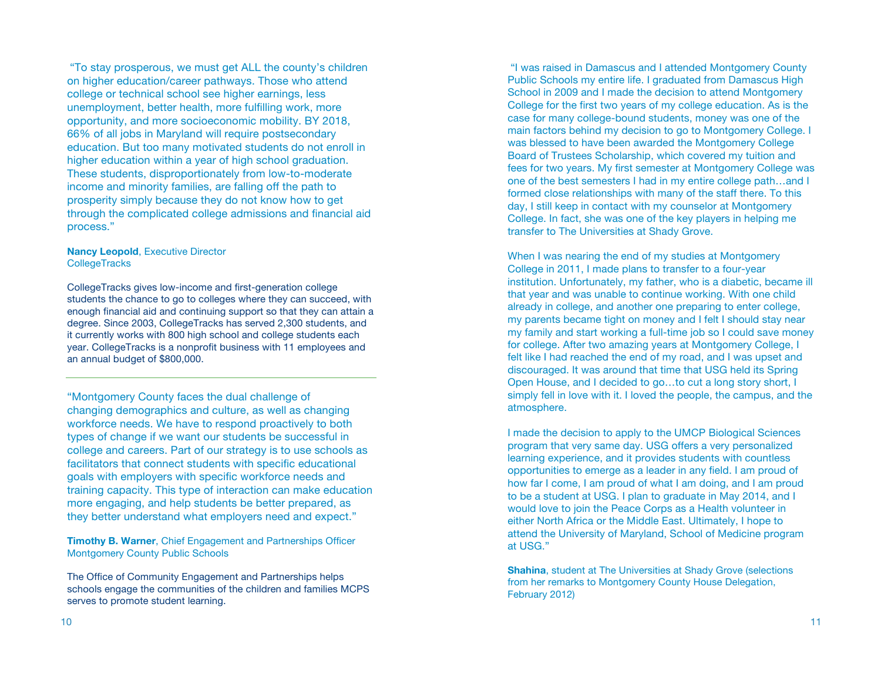"To stay prosperous, we must get ALL the county's children on higher education/career pathways. Those who attend college or technical school see higher earnings, less unemployment, better health, more fulfilling work, more opportunity, and more socioeconomic mobility. BY 2018, 66% of all jobs in Maryland will require postsecondary education. But too many motivated students do not enroll in higher education within a year of high school graduation. These students, disproportionately from low-to-moderate income and minority families, are falling off the path to prosperity simply because they do not know how to get through the complicated college admissions and financial aid process."

**Nancy Leopold**, Executive Director
CollegeTracks

CollegeTracks gives low-income and first-generation college students the chance to go to colleges where they can succeed, with enough financial aid and continuing support so that they can attain a degree. Since 2003, CollegeTracks has served 2,300 students, and it currently works with 800 high school and college students each year. CollegeTracks is a nonprofit business with 11 employees and an annual budget of $800,000.

---

"Montgomery County faces the dual challenge of changing demographics and culture, as well as changing workforce needs. We have to respond proactively to both types of change if we want our students be successful in college and careers. Part of our strategy is to use schools as facilitators that connect students with specific educational goals with employers with specific workforce needs and training capacity. This type of interaction can make education more engaging, and help students be better prepared, as they better understand what employers need and expect."

**Timothy B. Warner**, Chief Engagement and Partnerships Officer
Montgomery County Public Schools

The Office of Community Engagement and Partnerships helps schools engage the communities of the children and families MCPS serves to promote student learning.

"I was raised in Damascus and I attended Montgomery County Public Schools my entire life. I graduated from Damascus High School in 2009 and I made the decision to attend Montgomery College for the first two years of my college education. As is the case for many college-bound students, money was one of the main factors behind my decision to go to Montgomery College. I was blessed to have been awarded the Montgomery College Board of Trustees Scholarship, which covered my tuition and fees for two years. My first semester at Montgomery College was one of the best semesters I had in my entire college path…and I formed close relationships with many of the staff there. To this day, I still keep in contact with my counselor at Montgomery College. In fact, she was one of the key players in helping me transfer to The Universities at Shady Grove.

When I was nearing the end of my studies at Montgomery College in 2011, I made plans to transfer to a four-year institution. Unfortunately, my father, who is a diabetic, became ill that year and was unable to continue working. With one child already in college, and another one preparing to enter college, my parents became tight on money and I felt I should stay near my family and start working a full-time job so I could save money for college. After two amazing years at Montgomery College, I felt like I had reached the end of my road, and I was upset and discouraged. It was around that time that USG held its Spring Open House, and I decided to go…to cut a long story short, I simply fell in love with it. I loved the people, the campus, and the atmosphere.

I made the decision to apply to the UMCP Biological Sciences program that very same day. USG offers a very personalized learning experience, and it provides students with countless opportunities to emerge as a leader in any field. I am proud of how far I come, I am proud of what I am doing, and I am proud to be a student at USG. I plan to graduate in May 2014, and I would love to join the Peace Corps as a Health volunteer in either North Africa or the Middle East. Ultimately, I hope to attend the University of Maryland, School of Medicine program at USG."

**Shahina**, student at The Universities at Shady Grove (selections from her remarks to Montgomery County House Delegation, February 2012)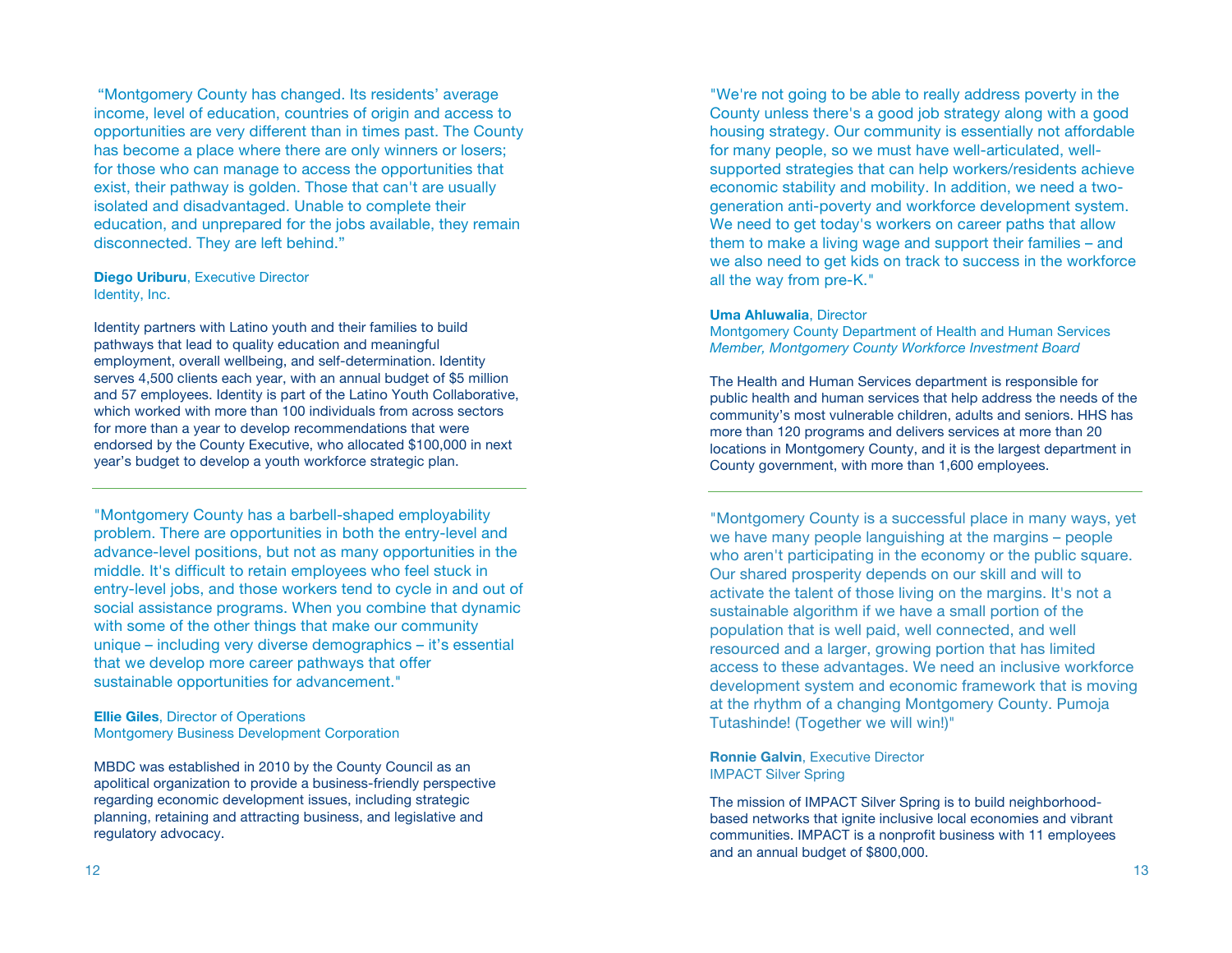"Montgomery County has changed. Its residents' average income, level of education, countries of origin and access to opportunities are very different than in times past. The County has become a place where there are only winners or losers; for those who can manage to access the opportunities that exist, their pathway is golden. Those that can't are usually isolated and disadvantaged. Unable to complete their education, and unprepared for the jobs available, they remain disconnected. They are left behind."

**Diego Uriburu**, Executive Director
Identity, Inc.

Identity partners with Latino youth and their families to build pathways that lead to quality education and meaningful employment, overall wellbeing, and self-determination. Identity serves 4,500 clients each year, with an annual budget of $5 million and 57 employees. Identity is part of the Latino Youth Collaborative, which worked with more than 100 individuals from across sectors for more than a year to develop recommendations that were endorsed by the County Executive, who allocated $100,000 in next year's budget to develop a youth workforce strategic plan.

---

"Montgomery County has a barbell-shaped employability problem. There are opportunities in both the entry-level and advance-level positions, but not as many opportunities in the middle. It's difficult to retain employees who feel stuck in entry-level jobs, and those workers tend to cycle in and out of social assistance programs. When you combine that dynamic with some of the other things that make our community unique – including very diverse demographics – it's essential that we develop more career pathways that offer sustainable opportunities for advancement."

**Ellie Giles**, Director of Operations
Montgomery Business Development Corporation

MBDC was established in 2010 by the County Council as an apolitical organization to provide a business-friendly perspective regarding economic development issues, including strategic planning, retaining and attracting business, and legislative and regulatory advocacy.

---

"We're not going to be able to really address poverty in the County unless there's a good job strategy along with a good housing strategy. Our community is essentially not affordable for many people, so we must have well-articulated, well-supported strategies that can help workers/residents achieve economic stability and mobility. In addition, we need a two-generation anti-poverty and workforce development system. We need to get today's workers on career paths that allow them to make a living wage and support their families – and we also need to get kids on track to success in the workforce all the way from pre-K."

**Uma Ahluwalia**, Director
Montgomery County Department of Health and Human Services
*Member, Montgomery County Workforce Investment Board*

The Health and Human Services department is responsible for public health and human services that help address the needs of the community's most vulnerable children, adults and seniors. HHS has more than 120 programs and delivers services at more than 20 locations in Montgomery County, and it is the largest department in County government, with more than 1,600 employees.

---

"Montgomery County is a successful place in many ways, yet we have many people languishing at the margins – people who aren't participating in the economy or the public square. Our shared prosperity depends on our skill and will to activate the talent of those living on the margins. It's not a sustainable algorithm if we have a small portion of the population that is well paid, well connected, and well resourced and a larger, growing portion that has limited access to these advantages. We need an inclusive workforce development system and economic framework that is moving at the rhythm of a changing Montgomery County. Pumoja Tutashinde! (Together we will win!)"

**Ronnie Galvin**, Executive Director
IMPACT Silver Spring

The mission of IMPACT Silver Spring is to build neighborhood-based networks that ignite inclusive local economies and vibrant communities. IMPACT is a nonprofit business with 11 employees and an annual budget of $800,000.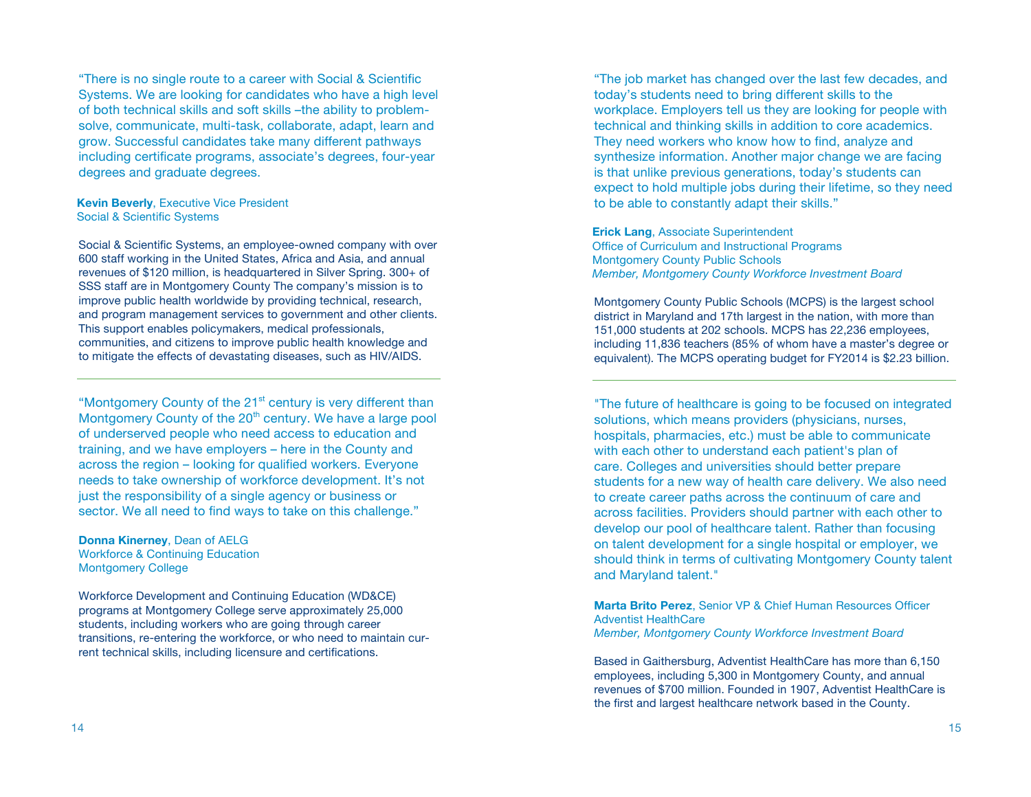“There is no single route to a career with Social & Scientific Systems. We are looking for candidates who have a high level of both technical skills and soft skills –the ability to problem-solve, communicate, multi-task, collaborate, adapt, learn and grow. Successful candidates take many different pathways including certificate programs, associate’s degrees, four-year degrees and graduate degrees.

**Kevin Beverly**, Executive Vice President
Social & Scientific Systems

Social & Scientific Systems, an employee-owned company with over 600 staff working in the United States, Africa and Asia, and annual revenues of $120 million, is headquartered in Silver Spring. 300+ of SSS staff are in Montgomery County The company’s mission is to improve public health worldwide by providing technical, research, and program management services to government and other clients. This support enables policymakers, medical professionals, communities, and citizens to improve public health knowledge and to mitigate the effects of devastating diseases, such as HIV/AIDS.

---

“Montgomery County of the 21st century is very different than Montgomery County of the 20th century. We have a large pool of underserved people who need access to education and training, and we have employers – here in the County and across the region – looking for qualified workers. Everyone needs to take ownership of workforce development. It’s not just the responsibility of a single agency or business or sector. We all need to find ways to take on this challenge.”

**Donna Kinerney**, Dean of AELG
Workforce & Continuing Education
Montgomery College

Workforce Development and Continuing Education (WD&CE) programs at Montgomery College serve approximately 25,000 students, including workers who are going through career transitions, re-entering the workforce, or who need to maintain current technical skills, including licensure and certifications.

---

“The job market has changed over the last few decades, and today’s students need to bring different skills to the workplace. Employers tell us they are looking for people with technical and thinking skills in addition to core academics. They need workers who know how to find, analyze and synthesize information. Another major change we are facing is that unlike previous generations, today’s students can expect to hold multiple jobs during their lifetime, so they need to be able to constantly adapt their skills.”

**Erick Lang**, Associate Superintendent
Office of Curriculum and Instructional Programs
Montgomery County Public Schools
*Member, Montgomery County Workforce Investment Board*

Montgomery County Public Schools (MCPS) is the largest school district in Maryland and 17th largest in the nation, with more than 151,000 students at 202 schools. MCPS has 22,236 employees, including 11,836 teachers (85% of whom have a master’s degree or equivalent). The MCPS operating budget for FY2014 is $2.23 billion.

---

"The future of healthcare is going to be focused on integrated solutions, which means providers (physicians, nurses, hospitals, pharmacies, etc.) must be able to communicate with each other to understand each patient's plan of care. Colleges and universities should better prepare students for a new way of health care delivery. We also need to create career paths across the continuum of care and across facilities. Providers should partner with each other to develop our pool of healthcare talent. Rather than focusing on talent development for a single hospital or employer, we should think in terms of cultivating Montgomery County talent and Maryland talent."

**Marta Brito Perez**, Senior VP & Chief Human Resources Officer
Adventist HealthCare
*Member, Montgomery County Workforce Investment Board*

Based in Gaithersburg, Adventist HealthCare has more than 6,150 employees, including 5,300 in Montgomery County, and annual revenues of $700 million. Founded in 1907, Adventist HealthCare is the first and largest healthcare network based in the County.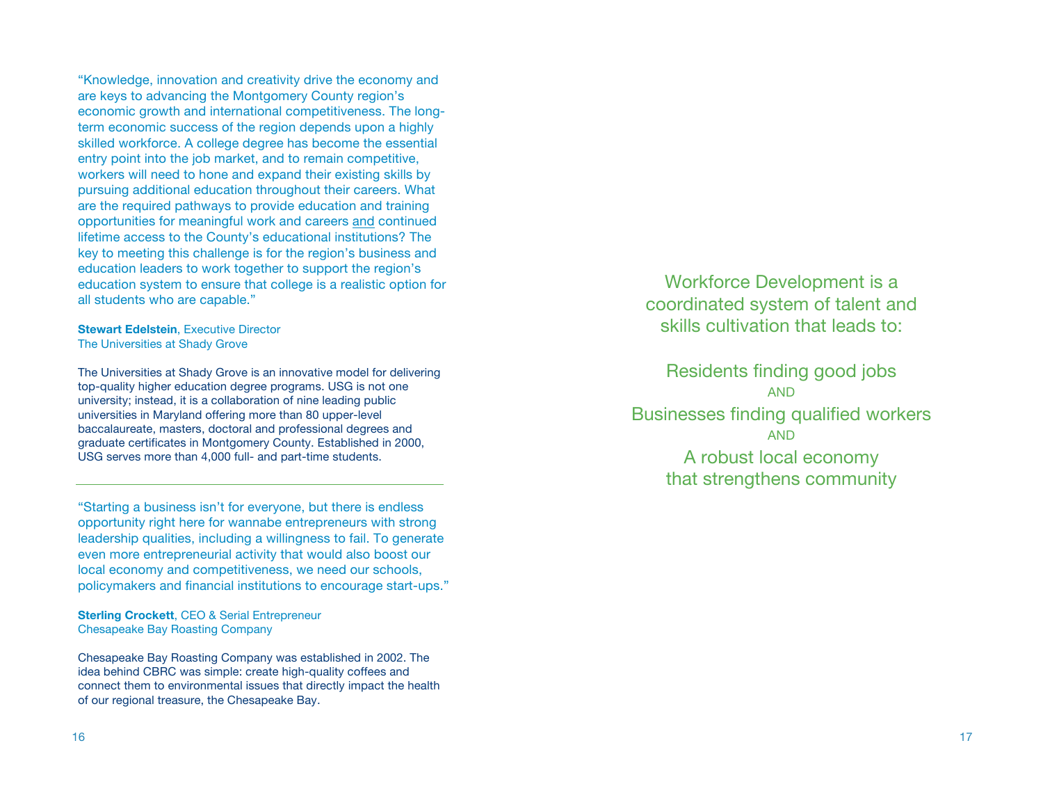"Knowledge, innovation and creativity drive the economy and are keys to advancing the Montgomery County region's economic growth and international competitiveness. The long-term economic success of the region depends upon a highly skilled workforce. A college degree has become the essential entry point into the job market, and to remain competitive, workers will need to hone and expand their existing skills by pursuing additional education throughout their careers. What are the required pathways to provide education and training opportunities for meaningful work and careers <u>and</u> continued lifetime access to the County's educational institutions? The key to meeting this challenge is for the region's business and education leaders to work together to support the region's education system to ensure that college is a realistic option for all students who are capable."

**Stewart Edelstein**, Executive Director
The Universities at Shady Grove

The Universities at Shady Grove is an innovative model for delivering top-quality higher education degree programs. USG is not one university; instead, it is a collaboration of nine leading public universities in Maryland offering more than 80 upper-level baccalaureate, masters, doctoral and professional degrees and graduate certificates in Montgomery County. Established in 2000, USG serves more than 4,000 full- and part-time students.

---

"Starting a business isn't for everyone, but there is endless opportunity right here for wannabe entrepreneurs with strong leadership qualities, including a willingness to fail. To generate even more entrepreneurial activity that would also boost our local economy and competitiveness, we need our schools, policymakers and financial institutions to encourage start-ups."

**Sterling Crockett**, CEO & Serial Entrepreneur
Chesapeake Bay Roasting Company

Chesapeake Bay Roasting Company was established in 2002. The idea behind CBRC was simple: create high-quality coffees and connect them to environmental issues that directly impact the health of our regional treasure, the Chesapeake Bay.

Workforce Development is a coordinated system of talent and skills cultivation that leads to:

Residents finding good jobs

AND

Businesses finding qualified workers

AND

A robust local economy that strengthens community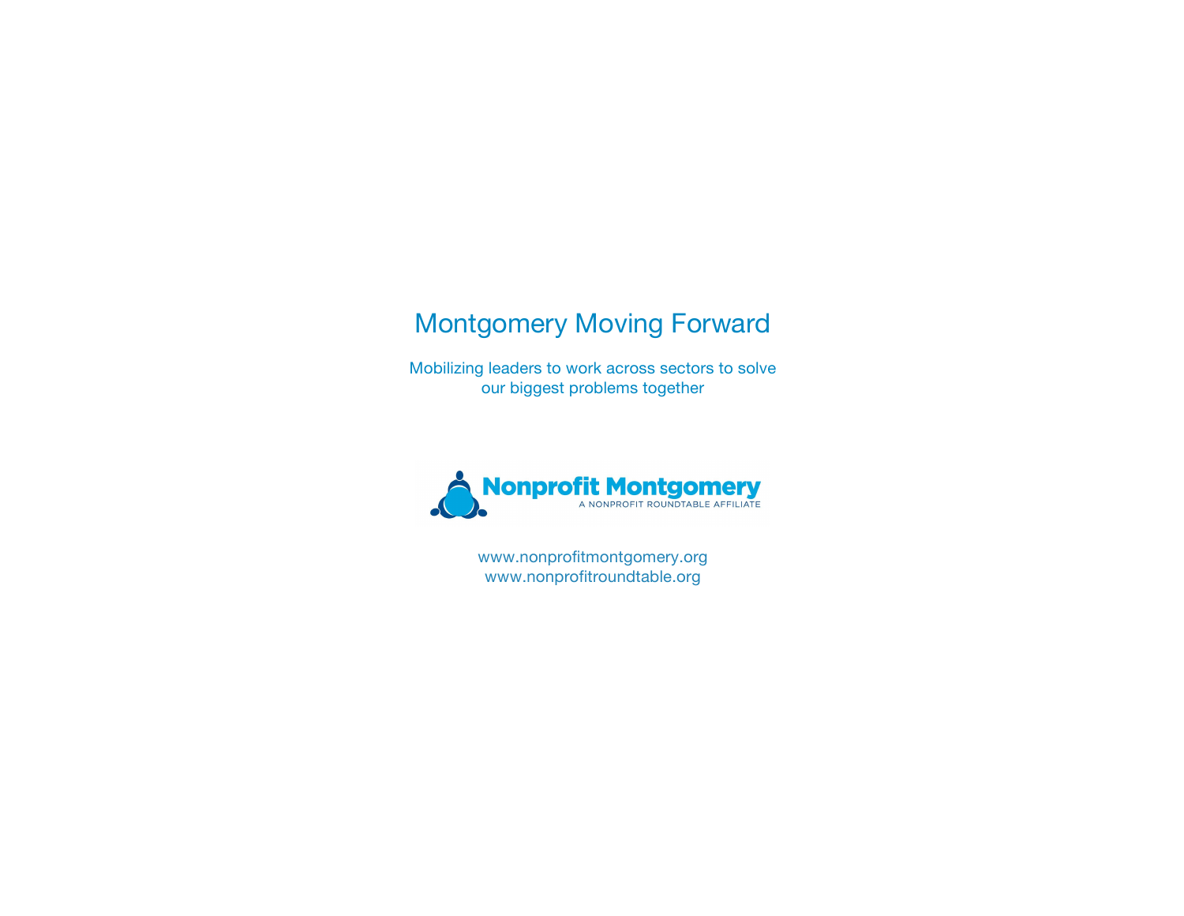# Montgomery Moving Forward

Mobilizing leaders to work across sectors to solve our biggest problems together

Nonprofit Montgomery
A NONPROFIT ROUNDTABLE AFFILIATE

www.nonprofitmontgomery.org
www.nonprofitroundtable.org